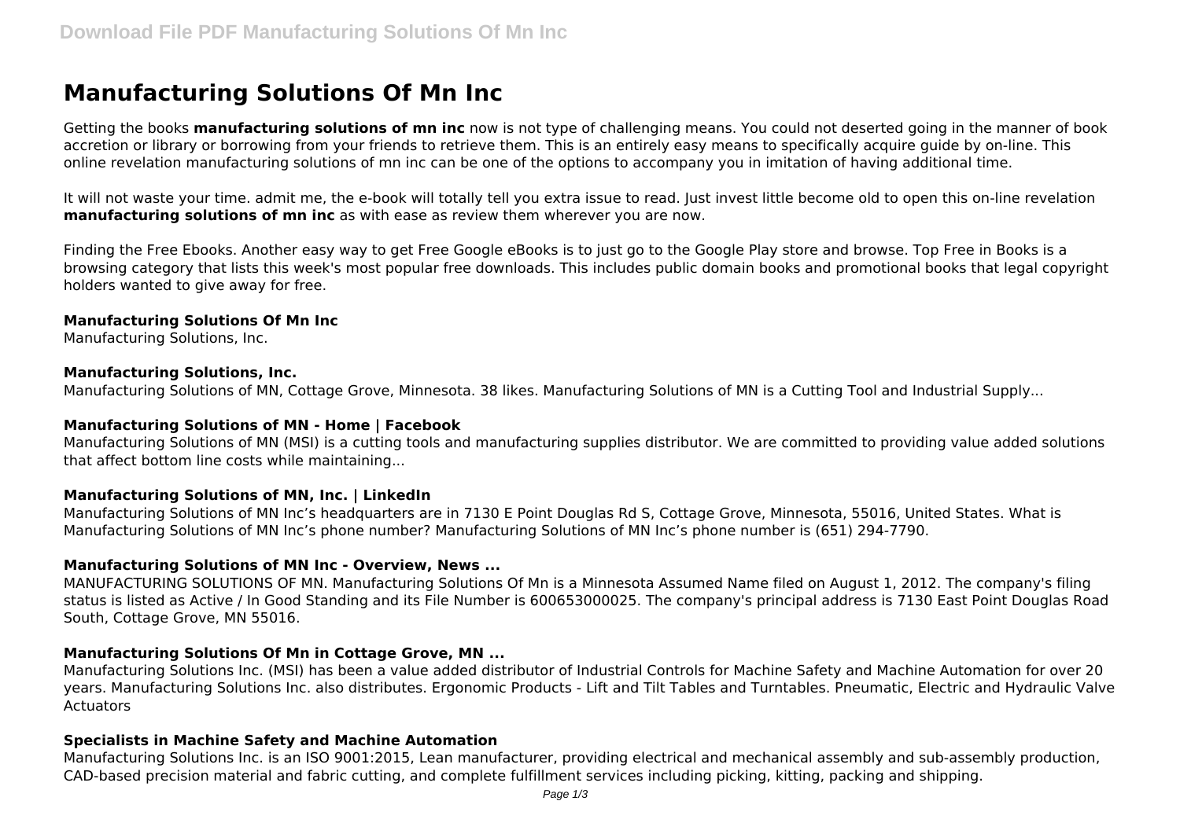# Manufacturing Solutions Of Mn Inc

Getting the books **manufacturing solutions of mn inc** now is not type of challenging means. You could not deserted going in the manner of book accretion or library or borrowing from your friends to retrieve them. This is an entirely easy means to specifically acquire guide by on-line. This online revelation manufacturing solutions of mn inc can be one of the options to accompany you in imitation of having additional time.

It will not waste your time. admit me, the e-book will totally tell you extra issue to read. Just invest little become old to open this on-line revelation **manufacturing solutions of mn inc** as with ease as review them wherever you are now.

Finding the Free Ebooks. Another easy way to get Free Google eBooks is to just go to the Google Play store and browse. Top Free in Books is a browsing category that lists this week's most popular free downloads. This includes public domain books and promotional books that legal copyright holders wanted to give away for free.

### Manufacturing Solutions Of Mn Inc

Manufacturing Solutions, Inc.

### Manufacturing Solutions, Inc.

Manufacturing Solutions of MN, Cottage Grove, Minnesota. 38 likes. Manufacturing Solutions of MN is a Cutting Tool and Industrial Supply...

### Manufacturing Solutions of MN - Home | Facebook

Manufacturing Solutions of MN (MSI) is a cutting tools and manufacturing supplies distributor. We are committed to providing value added solutions that affect bottom line costs while maintaining...

### Manufacturing Solutions of MN, Inc. | LinkedIn

Manufacturing Solutions of MN Inc's headquarters are in 7130 E Point Douglas Rd S, Cottage Grove, Minnesota, 55016, United States. What is Manufacturing Solutions of MN Inc's phone number? Manufacturing Solutions of MN Inc's phone number is (651) 294-7790.

### Manufacturing Solutions of MN Inc - Overview, News ...

MANUFACTURING SOLUTIONS OF MN. Manufacturing Solutions Of Mn is a Minnesota Assumed Name filed on August 1, 2012. The company's filing status is listed as Active / In Good Standing and its File Number is 600653000025. The company's principal address is 7130 East Point Douglas Road South, Cottage Grove, MN 55016.

### Manufacturing Solutions Of Mn in Cottage Grove, MN ...

Manufacturing Solutions Inc. (MSI) has been a value added distributor of Industrial Controls for Machine Safety and Machine Automation for over 20 years. Manufacturing Solutions Inc. also distributes. Ergonomic Products - Lift and Tilt Tables and Turntables. Pneumatic, Electric and Hydraulic Valve Actuators

### Specialists in Machine Safety and Machine Automation

Manufacturing Solutions Inc. is an ISO 9001:2015, Lean manufacturer, providing electrical and mechanical assembly and sub-assembly production, CAD-based precision material and fabric cutting, and complete fulfillment services including picking, kitting, packing and shipping.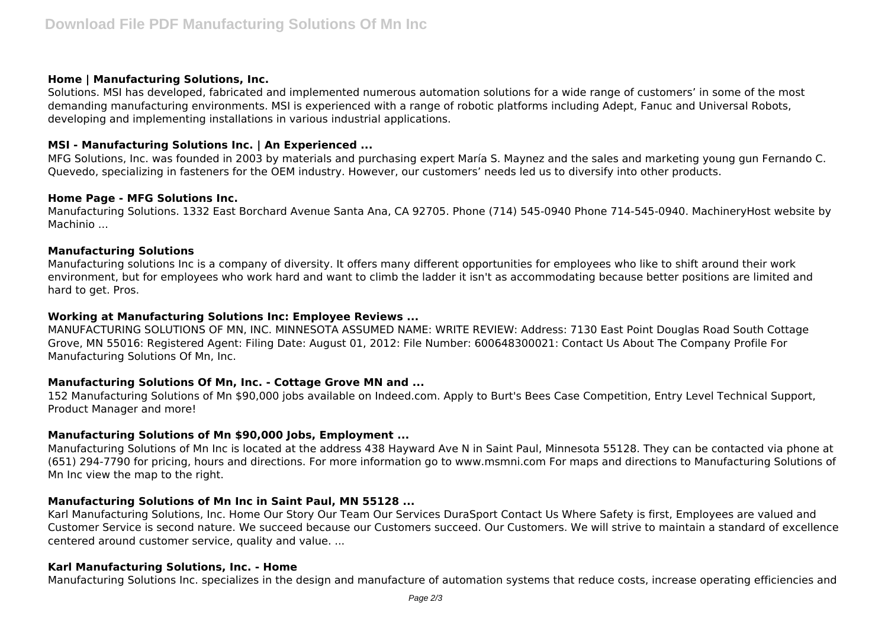### Home | Manufacturing Solutions, Inc.

Solutions. MSI has developed, fabricated and implemented numerous automation solutions for a wide range of customers' in some of the most demanding manufacturing environments. MSI is experienced with a range of robotic platforms including Adept, Fanuc and Universal Robots, developing and implementing installations in various industrial applications.

### MSI - Manufacturing Solutions Inc. | An Experienced ...

MFG Solutions, Inc. was founded in 2003 by materials and purchasing expert María S. Maynez and the sales and marketing young gun Fernando C. Quevedo, specializing in fasteners for the OEM industry. However, our customers' needs led us to diversify into other products.

### Home Page - MFG Solutions Inc.

Manufacturing Solutions. 1332 East Borchard Avenue Santa Ana, CA 92705. Phone (714) 545-0940 Phone 714-545-0940. MachineryHost website by Machinio ...

### Manufacturing Solutions

Manufacturing solutions Inc is a company of diversity. It offers many different opportunities for employees who like to shift around their work environment, but for employees who work hard and want to climb the ladder it isn't as accommodating because better positions are limited and hard to get. Pros.

### Working at Manufacturing Solutions Inc: Employee Reviews ...

MANUFACTURING SOLUTIONS OF MN, INC. MINNESOTA ASSUMED NAME: WRITE REVIEW: Address: 7130 East Point Douglas Road South Cottage Grove, MN 55016: Registered Agent: Filing Date: August 01, 2012: File Number: 600648300021: Contact Us About The Company Profile For Manufacturing Solutions Of Mn, Inc.

### Manufacturing Solutions Of Mn, Inc. - Cottage Grove MN and ...

152 Manufacturing Solutions of Mn $90,000 jobs available on Indeed.com. Apply to Burt's Bees Case Competition, Entry Level Technical Support, Product Manager and more!

### Manufacturing Solutions of Mn $90,000 Jobs, Employment ...

Manufacturing Solutions of Mn Inc is located at the address 438 Hayward Ave N in Saint Paul, Minnesota 55128. They can be contacted via phone at (651) 294-7790 for pricing, hours and directions. For more information go to www.msmni.com For maps and directions to Manufacturing Solutions of Mn Inc view the map to the right.

### Manufacturing Solutions of Mn Inc in Saint Paul, MN 55128 ...

Karl Manufacturing Solutions, Inc. Home Our Story Our Team Our Services DuraSport Contact Us Where Safety is first, Employees are valued and Customer Service is second nature. We succeed because our Customers succeed. Our Customers. We will strive to maintain a standard of excellence centered around customer service, quality and value. ...

### Karl Manufacturing Solutions, Inc. - Home

Manufacturing Solutions Inc. specializes in the design and manufacture of automation systems that reduce costs, increase operating efficiencies and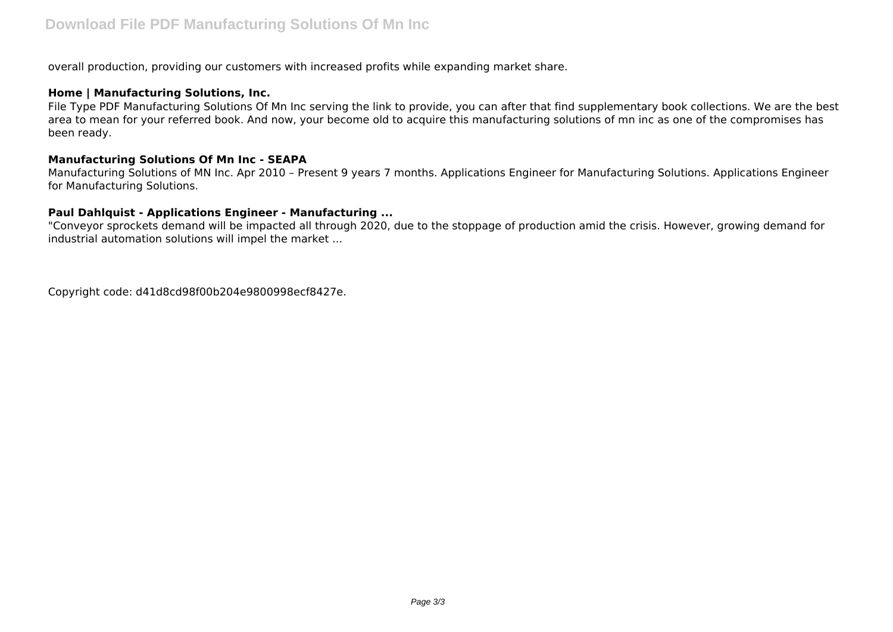overall production, providing our customers with increased profits while expanding market share.

**Home | Manufacturing Solutions, Inc.**

File Type PDF Manufacturing Solutions Of Mn Inc serving the link to provide, you can after that find supplementary book collections. We are the best area to mean for your referred book. And now, your become old to acquire this manufacturing solutions of mn inc as one of the compromises has been ready.

**Manufacturing Solutions Of Mn Inc - SEAPA**

Manufacturing Solutions of MN Inc. Apr 2010 – Present 9 years 7 months. Applications Engineer for Manufacturing Solutions. Applications Engineer for Manufacturing Solutions.

**Paul Dahlquist - Applications Engineer - Manufacturing ...**

"Conveyor sprockets demand will be impacted all through 2020, due to the stoppage of production amid the crisis. However, growing demand for industrial automation solutions will impel the market ...

Copyright code: d41d8cd98f00b204e9800998ecf8427e.